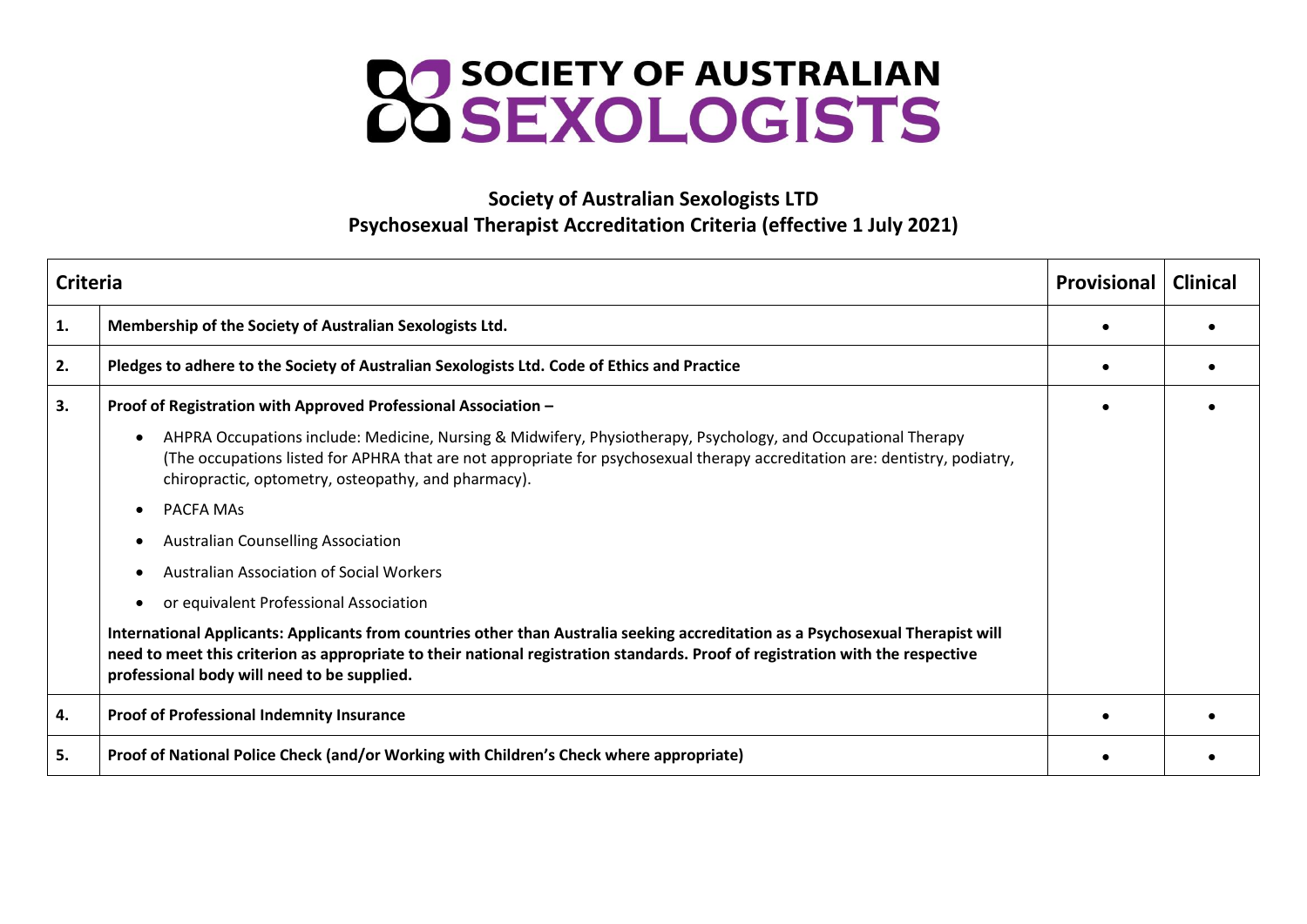# SOCIETY OF AUSTRALIAN SEXOLOGISTS

## Society of Australian Sexologists LTD
## Psychosexual Therapist Accreditation Criteria (effective 1 July 2021)

| Criteria | | Provisional | Clinical |
|---|---|---|---|
| **1.** | **Membership of the Society of Australian Sexologists Ltd.** | • | • |
| **2.** | **Pledges to adhere to the Society of Australian Sexologists Ltd. Code of Ethics and Practice** | • | • |
| **3.** | **Proof of Registration with Approved Professional Association –**<br>• AHPRA Occupations include: Medicine, Nursing & Midwifery, Physiotherapy, Psychology, and Occupational Therapy (The occupations listed for APHRA that are not appropriate for psychosexual therapy accreditation are: dentistry, podiatry, chiropractic, optometry, osteopathy, and pharmacy).<br>• PACFA MAs<br>• Australian Counselling Association<br>• Australian Association of Social Workers<br>• or equivalent Professional Association<br>**International Applicants: Applicants from countries other than Australia seeking accreditation as a Psychosexual Therapist will need to meet this criterion as appropriate to their national registration standards. Proof of registration with the respective professional body will need to be supplied.** | • | • |
| **4.** | **Proof of Professional Indemnity Insurance** | • | • |
| **5.** | **Proof of National Police Check (and/or Working with Children's Check where appropriate)** | • | • |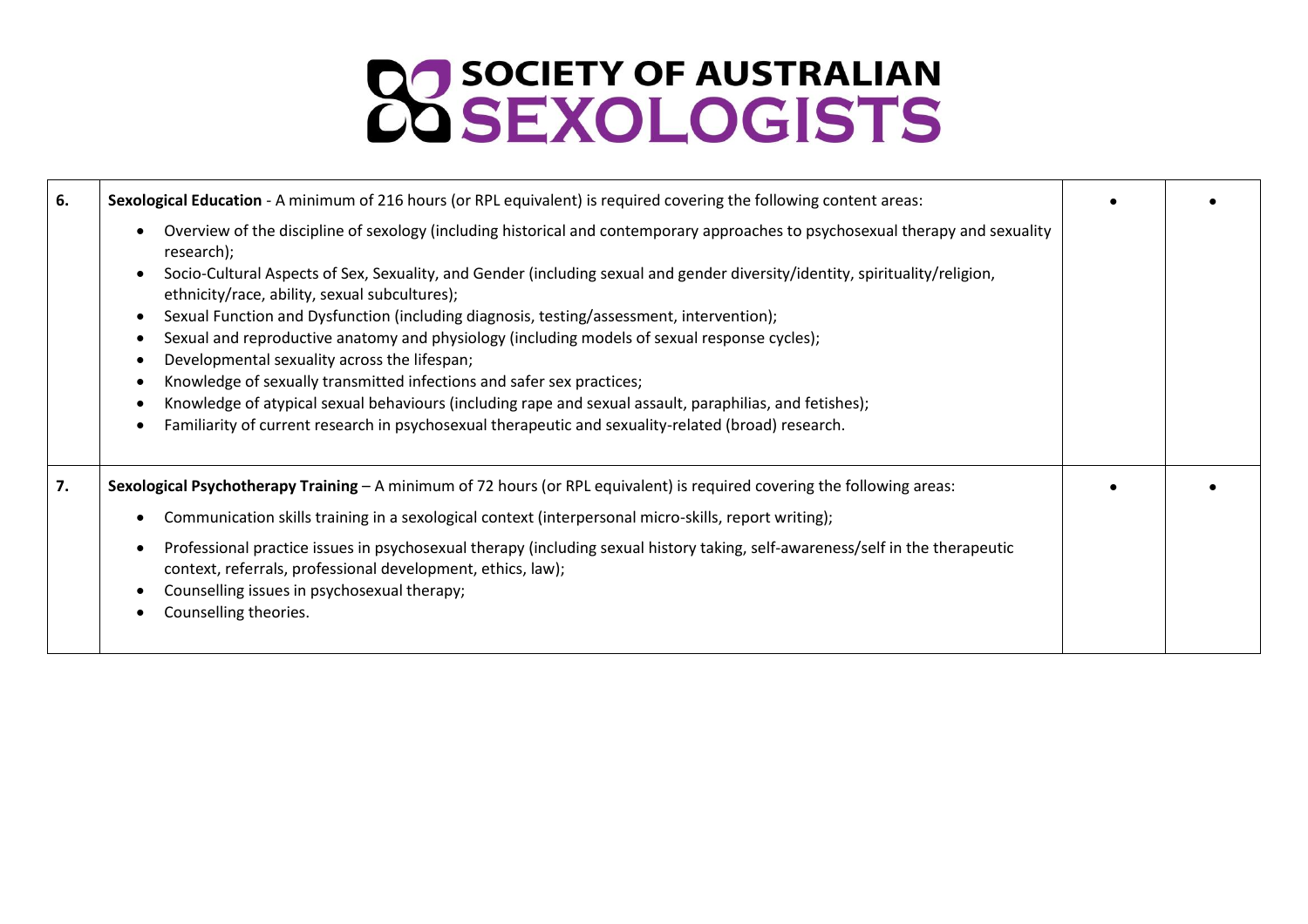| | | | |
|---|---|---|---|
| 6. | **Sexological Education** - A minimum of 216 hours (or RPL equivalent) is required covering the following content areas:<br><br>• Overview of the discipline of sexology (including historical and contemporary approaches to psychosexual therapy and sexuality research);<br>• Socio-Cultural Aspects of Sex, Sexuality, and Gender (including sexual and gender diversity/identity, spirituality/religion, ethnicity/race, ability, sexual subcultures);<br>• Sexual Function and Dysfunction (including diagnosis, testing/assessment, intervention);<br>• Sexual and reproductive anatomy and physiology (including models of sexual response cycles);<br>• Developmental sexuality across the lifespan;<br>• Knowledge of sexually transmitted infections and safer sex practices;<br>• Knowledge of atypical sexual behaviours (including rape and sexual assault, paraphilias, and fetishes);<br>• Familiarity of current research in psychosexual therapeutic and sexuality-related (broad) research. | • | • |
| 7. | **Sexological Psychotherapy Training** – A minimum of 72 hours (or RPL equivalent) is required covering the following areas:<br><br>• Communication skills training in a sexological context (interpersonal micro-skills, report writing);<br>• Professional practice issues in psychosexual therapy (including sexual history taking, self-awareness/self in the therapeutic context, referrals, professional development, ethics, law);<br>• Counselling issues in psychosexual therapy;<br>• Counselling theories. | • | • |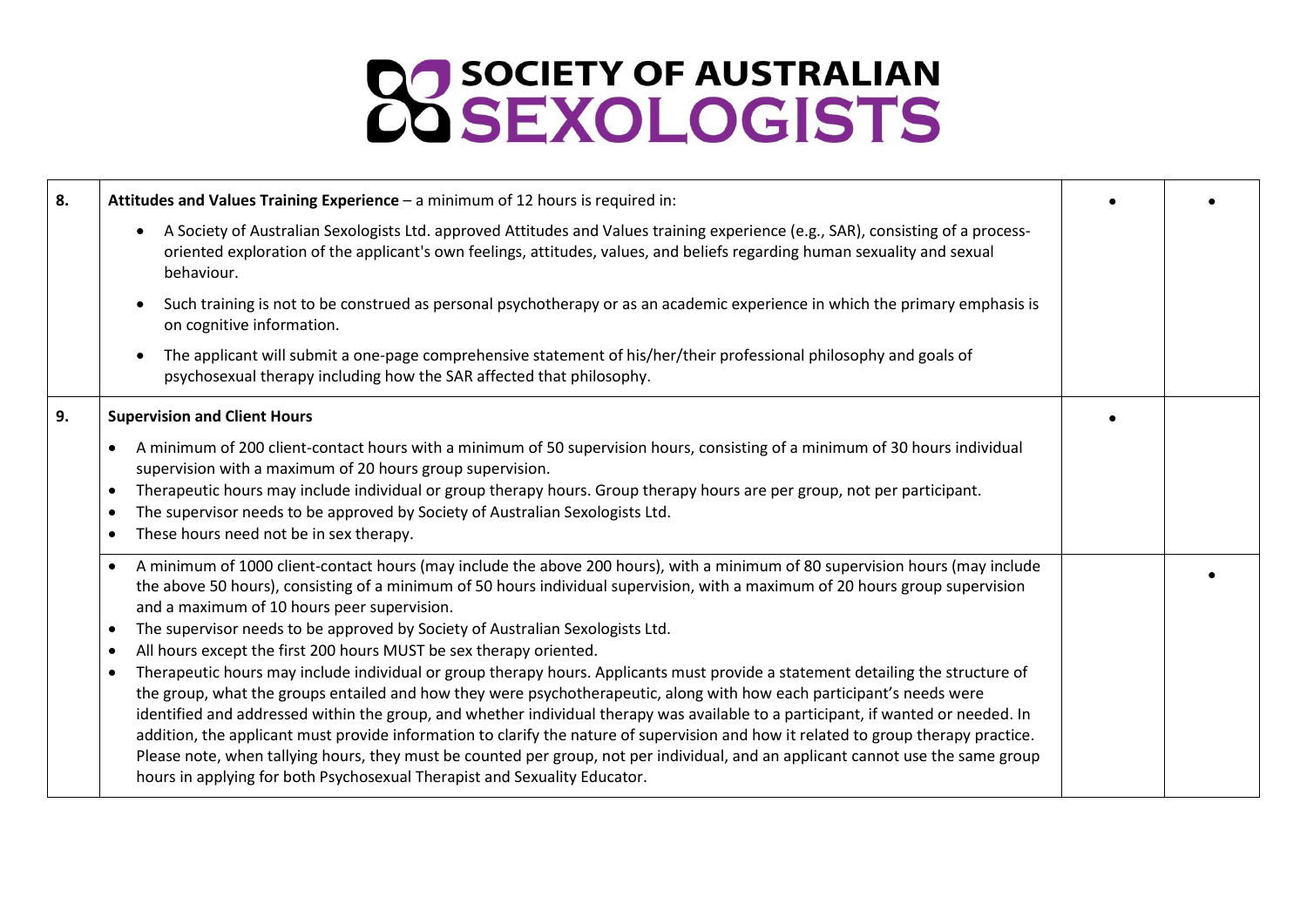| | | | |
|---|---|---|---|
| 8. | **Attitudes and Values Training Experience** – a minimum of 12 hours is required in:<br>• A Society of Australian Sexologists Ltd. approved Attitudes and Values training experience (e.g., SAR), consisting of a process-oriented exploration of the applicant's own feelings, attitudes, values, and beliefs regarding human sexuality and sexual behaviour.<br>• Such training is not to be construed as personal psychotherapy or as an academic experience in which the primary emphasis is on cognitive information.<br>• The applicant will submit a one-page comprehensive statement of his/her/their professional philosophy and goals of psychosexual therapy including how the SAR affected that philosophy. | • | • |
| 9. | **Supervision and Client Hours**<br>• A minimum of 200 client-contact hours with a minimum of 50 supervision hours, consisting of a minimum of 30 hours individual supervision with a maximum of 20 hours group supervision.<br>• Therapeutic hours may include individual or group therapy hours. Group therapy hours are per group, not per participant.<br>• The supervisor needs to be approved by Society of Australian Sexologists Ltd.<br>• These hours need not be in sex therapy. | • | |
| | • A minimum of 1000 client-contact hours (may include the above 200 hours), with a minimum of 80 supervision hours (may include the above 50 hours), consisting of a minimum of 50 hours individual supervision, with a maximum of 20 hours group supervision and a maximum of 10 hours peer supervision.<br>• The supervisor needs to be approved by Society of Australian Sexologists Ltd.<br>• All hours except the first 200 hours MUST be sex therapy oriented.<br>• Therapeutic hours may include individual or group therapy hours. Applicants must provide a statement detailing the structure of the group, what the groups entailed and how they were psychotherapeutic, along with how each participant's needs were identified and addressed within the group, and whether individual therapy was available to a participant, if wanted or needed. In addition, the applicant must provide information to clarify the nature of supervision and how it related to group therapy practice. Please note, when tallying hours, they must be counted per group, not per individual, and an applicant cannot use the same group hours in applying for both Psychosexual Therapist and Sexuality Educator. | | • |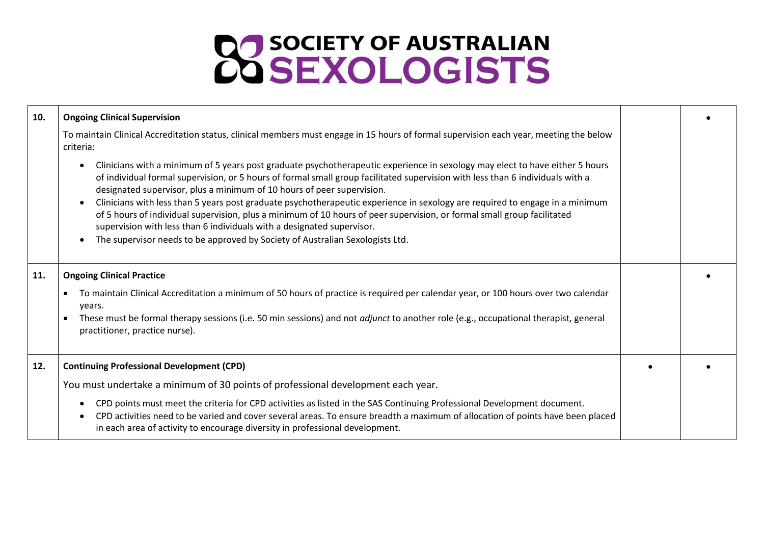# SOCIETY OF AUSTRALIAN SEXOLOGISTS

| | | | |
|---|---|---|---|
| **10.** | **Ongoing Clinical Supervision**<br><br>To maintain Clinical Accreditation status, clinical members must engage in 15 hours of formal supervision each year, meeting the below criteria:<br><br>• Clinicians with a minimum of 5 years post graduate psychotherapeutic experience in sexology may elect to have either 5 hours of individual formal supervision, or 5 hours of formal small group facilitated supervision with less than 6 individuals with a designated supervisor, plus a minimum of 10 hours of peer supervision.<br>• Clinicians with less than 5 years post graduate psychotherapeutic experience in sexology are required to engage in a minimum of 5 hours of individual supervision, plus a minimum of 10 hours of peer supervision, or formal small group facilitated supervision with less than 6 individuals with a designated supervisor.<br>• The supervisor needs to be approved by Society of Australian Sexologists Ltd. | | • |
| **11.** | **Ongoing Clinical Practice**<br><br>• To maintain Clinical Accreditation a minimum of 50 hours of practice is required per calendar year, or 100 hours over two calendar years.<br>• These must be formal therapy sessions (i.e. 50 min sessions) and not *adjunct* to another role (e.g., occupational therapist, general practitioner, practice nurse). | | • |
| **12.** | **Continuing Professional Development (CPD)**<br><br>You must undertake a minimum of 30 points of professional development each year.<br><br>• CPD points must meet the criteria for CPD activities as listed in the SAS Continuing Professional Development document.<br>• CPD activities need to be varied and cover several areas. To ensure breadth a maximum of allocation of points have been placed in each area of activity to encourage diversity in professional development. | • | • |